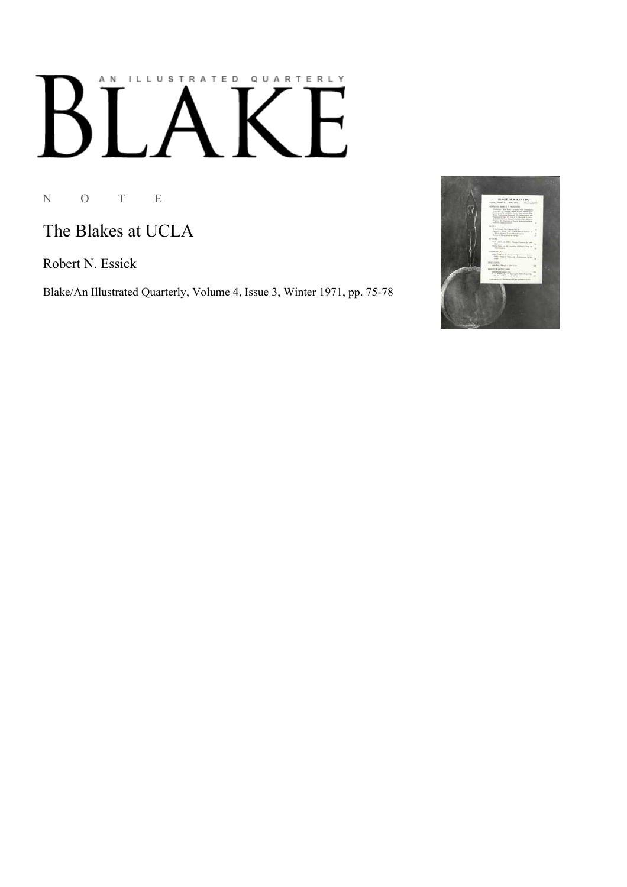AN ILLUSTRATED QUARTERLY

# BLAKE

N O T E

## The Blakes at UCLA

Robert N. Essick

Blake/An Illustrated Quarterly, Volume 4, Issue 3, Winter 1971, pp. 75-78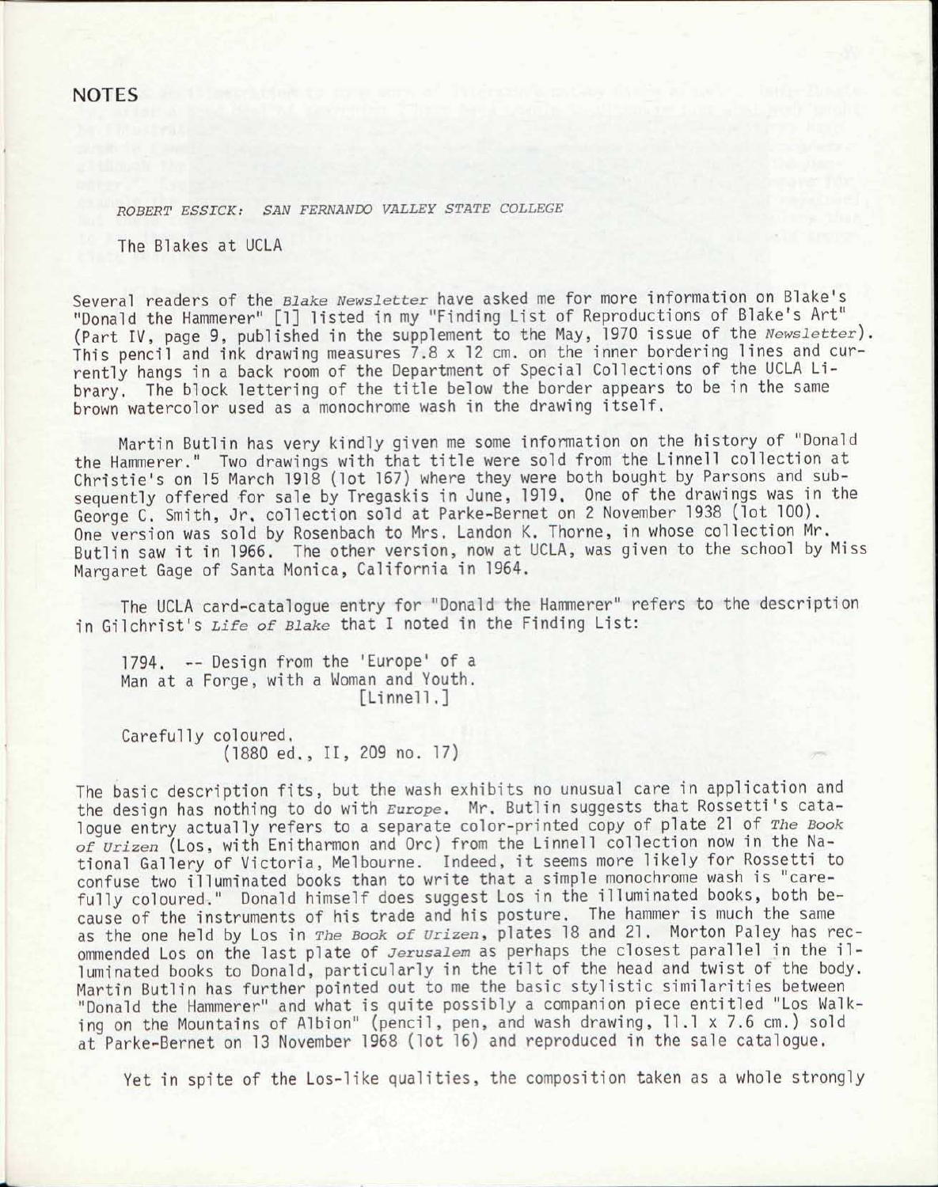## NOTES

*ROBERT ESSICK: SAN FERNANDO VALLEY STATE COLLEGE*

### The Blakes at UCLA

Several readers of the *Blake Newsletter* have asked me for more information on Blake's "Donald the Hammerer" [1] listed in my "Finding List of Reproductions of Blake's Art" (Part IV, page 9, published in the supplement to the May, 1970 issue of the *Newsletter*). This pencil and ink drawing measures 7.8 x 12 cm. on the inner bordering lines and currently hangs in a back room of the Department of Special Collections of the UCLA Library. The block lettering of the title below the border appears to be in the same brown watercolor used as a monochrome wash in the drawing itself.

Martin Butlin has very kindly given me some information on the history of "Donald the Hammerer." Two drawings with that title were sold from the Linnell collection at Christie's on 15 March 1918 (lot 167) where they were both bought by Parsons and subsequently offered for sale by Tregaskis in June, 1919. One of the drawings was in the George C. Smith, Jr. collection sold at Parke-Bernet on 2 November 1938 (lot 100). One version was sold by Rosenbach to Mrs. Landon K. Thorne, in whose collection Mr. Butlin saw it in 1966. The other version, now at UCLA, was given to the school by Miss Margaret Gage of Santa Monica, California in 1964.

The UCLA card-catalogue entry for "Donald the Hammerer" refers to the description in Gilchrist's *Life of Blake* that I noted in the Finding List:

> 1794. -- Design from the 'Europe' of a
> Man at a Forge, with a Woman and Youth.
> [Linnell.]
>
> Carefully coloured.
> (1880 ed., II, 209 no. 17)

The basic description fits, but the wash exhibits no unusual care in application and the design has nothing to do with *Europe*. Mr. Butlin suggests that Rossetti's catalogue entry actually refers to a separate color-printed copy of plate 21 of *The Book of Urizen* (Los, with Enitharmon and Orc) from the Linnell collection now in the National Gallery of Victoria, Melbourne. Indeed, it seems more likely for Rossetti to confuse two illuminated books than to write that a simple monochrome wash is "carefully coloured." Donald himself does suggest Los in the illuminated books, both because of the instruments of his trade and his posture. The hammer is much the same as the one held by Los in *The Book of Urizen*, plates 18 and 21. Morton Paley has recommended Los on the last plate of *Jerusalem* as perhaps the closest parallel in the illuminated books to Donald, particularly in the tilt of the head and twist of the body. Martin Butlin has further pointed out to me the basic stylistic similarities between "Donald the Hammerer" and what is quite possibly a companion piece entitled "Los Walking on the Mountains of Albion" (pencil, pen, and wash drawing, 11.1 x 7.6 cm.) sold at Parke-Bernet on 13 November 1968 (lot 16) and reproduced in the sale catalogue.

Yet in spite of the Los-like qualities, the composition taken as a whole strongly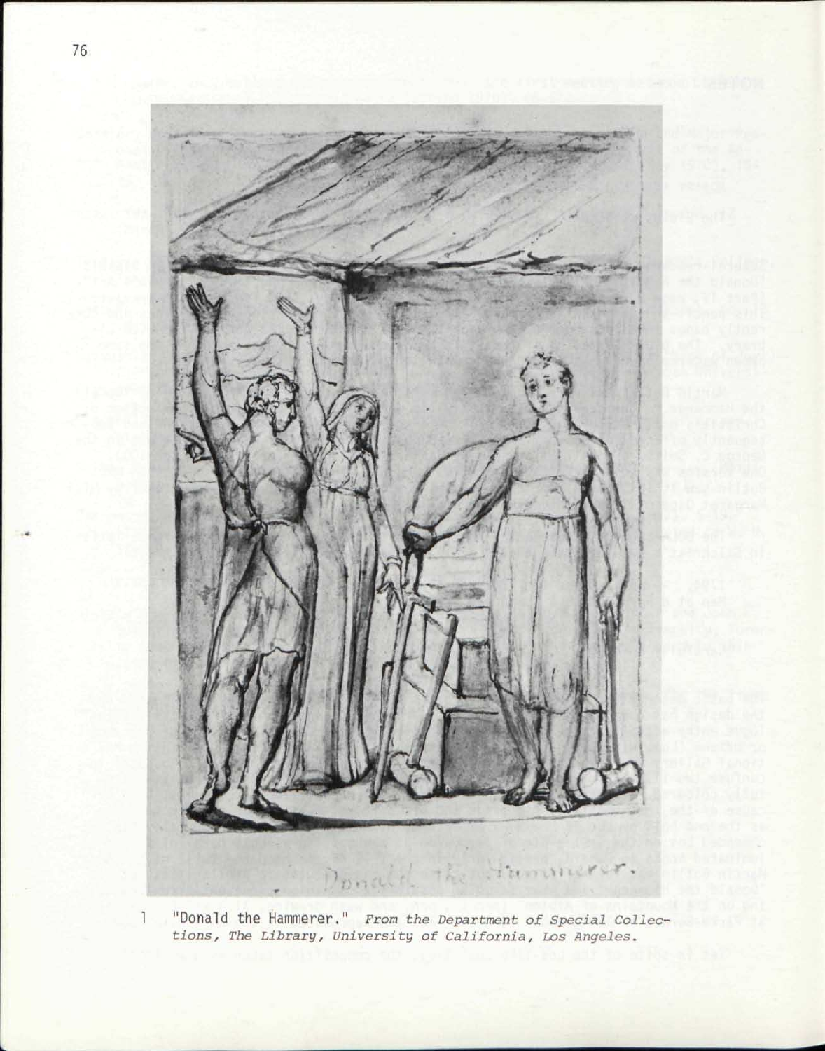1 "Donald the Hammerer." *From the Department of Special Collections, The Library, University of California, Los Angeles.*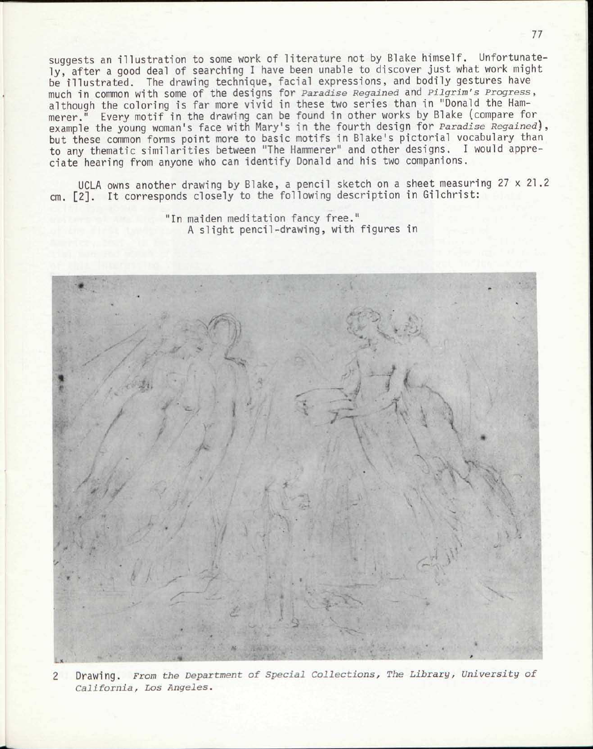suggests an illustration to some work of literature not by Blake himself. Unfortunately, after a good deal of searching I have been unable to discover just what work might be illustrated. The drawing technique, facial expressions, and bodily gestures have much in common with some of the designs for *Paradise Regained* and *Pilgrim's Progress*, although the coloring is far more vivid in these two series than in "Donald the Hammerer." Every motif in the drawing can be found in other works by Blake (compare for example the young woman's face with Mary's in the fourth design for *Paradise Regained*), but these common forms point more to basic motifs in Blake's pictorial vocabulary than to any thematic similarities between "The Hammerer" and other designs. I would appreciate hearing from anyone who can identify Donald and his two companions.

UCLA owns another drawing by Blake, a pencil sketch on a sheet measuring 27 x 21.2 cm. [2]. It corresponds closely to the following description in Gilchrist:

> "In maiden meditation fancy free."
> A slight pencil-drawing, with figures in

2 Drawing. *From the Department of Special Collections, The Library, University of California, Los Angeles.*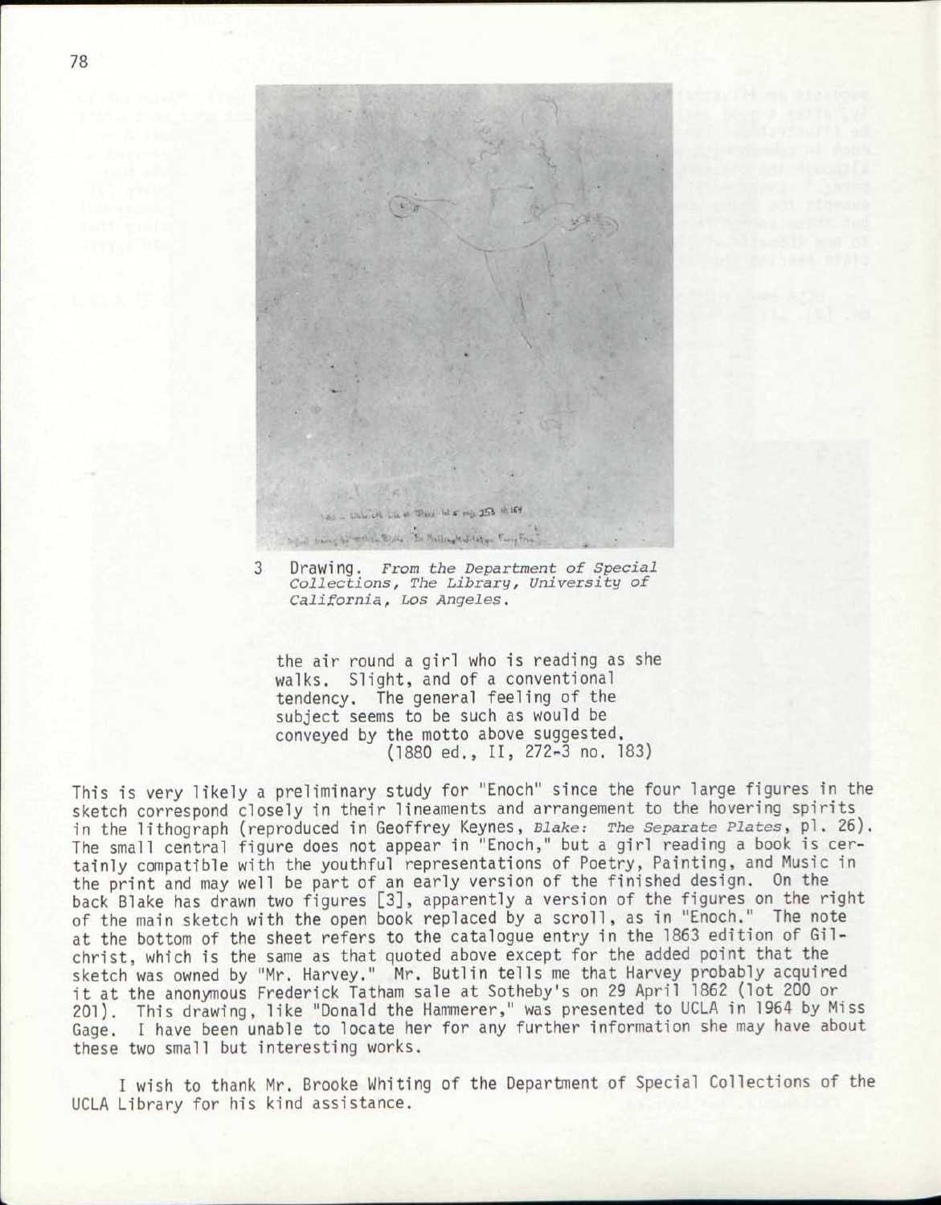3 Drawing. *From the Department of Special Collections, The Library, University of California, Los Angeles.*

> the air round a girl who is reading as she walks. Slight, and of a conventional tendency. The general feeling of the subject seems to be such as would be conveyed by the motto above suggested.
> (1880 ed., II, 272-3 no. 183)

This is very likely a preliminary study for "Enoch" since the four large figures in the sketch correspond closely in their lineaments and arrangement to the hovering spirits in the lithograph (reproduced in Geoffrey Keynes, *Blake: The Separate Plates*, pl. 26). The small central figure does not appear in "Enoch," but a girl reading a book is certainly compatible with the youthful representations of Poetry, Painting, and Music in the print and may well be part of an early version of the finished design. On the back Blake has drawn two figures [3], apparently a version of the figures on the right of the main sketch with the open book replaced by a scroll, as in "Enoch." The note at the bottom of the sheet refers to the catalogue entry in the 1863 edition of Gilchrist, which is the same as that quoted above except for the added point that the sketch was owned by "Mr. Harvey." Mr. Butlin tells me that Harvey probably acquired it at the anonymous Frederick Tatham sale at Sotheby's on 29 April 1862 (lot 200 or 201). This drawing, like "Donald the Hammerer," was presented to UCLA in 1964 by Miss Gage. I have been unable to locate her for any further information she may have about these two small but interesting works.

I wish to thank Mr. Brooke Whiting of the Department of Special Collections of the UCLA Library for his kind assistance.